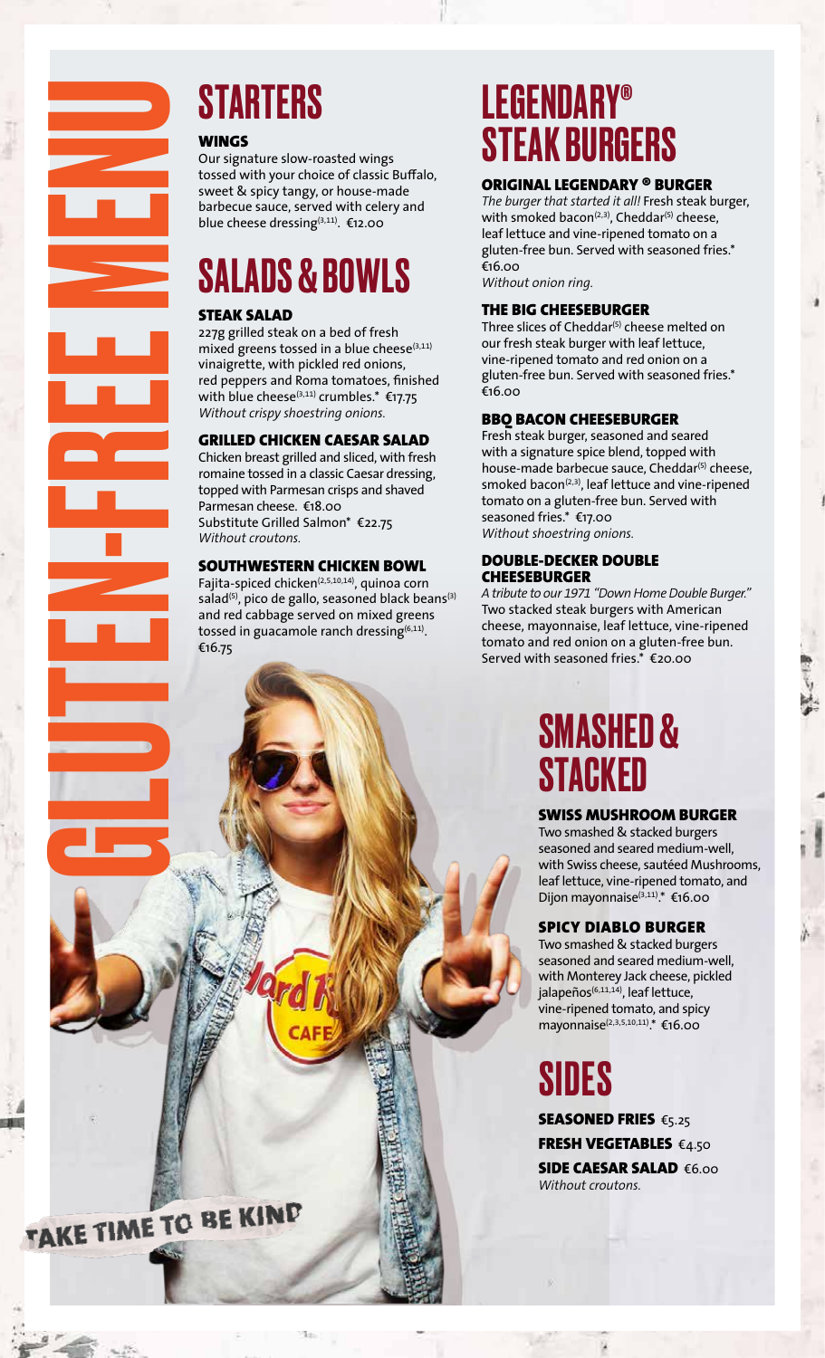# GLUTEN-FREE MENU

## STARTERS

### WINGS

Our signature slow-roasted wings tossed with your choice of classic Buffalo, sweet & spicy tangy, or house-made barbecue sauce, served with celery and blue cheese dressing[3,11]. €12.00

## SALADS & BOWLS

### STEAK SALAD

227g grilled steak on a bed of fresh mixed greens tossed in a blue cheese[3,11] vinaigrette, with pickled red onions, red peppers and Roma tomatoes, finished with blue cheese[3,11] crumbles.* €17.75

*Without crispy shoestring onions.*

### GRILLED CHICKEN CAESAR SALAD

Chicken breast grilled and sliced, with fresh romaine tossed in a classic Caesar dressing, topped with Parmesan crisps and shaved Parmesan cheese. €18.00

Substitute Grilled Salmon* €22.75

*Without croutons.*

### SOUTHWESTERN CHICKEN BOWL

Fajita-spiced chicken[2,5,10,14], quinoa corn salad[5], pico de gallo, seasoned black beans[3] and red cabbage served on mixed greens tossed in guacamole ranch dressing[6,11]. €16.75

## LEGENDARY® STEAK BURGERS

### ORIGINAL LEGENDARY ® BURGER

*The burger that started it all!* Fresh steak burger, with smoked bacon[2,3], Cheddar[5] cheese, leaf lettuce and vine-ripened tomato on a gluten-free bun. Served with seasoned fries.* €16.00

*Without onion ring.*

### THE BIG CHEESEBURGER

Three slices of Cheddar[5] cheese melted on our fresh steak burger with leaf lettuce, vine-ripened tomato and red onion on a gluten-free bun. Served with seasoned fries.* €16.00

### BBQ BACON CHEESEBURGER

Fresh steak burger, seasoned and seared with a signature spice blend, topped with house-made barbecue sauce, Cheddar[5] cheese, smoked bacon[2,3], leaf lettuce and vine-ripened tomato on a gluten-free bun. Served with seasoned fries.* €17.00

*Without shoestring onions.*

### DOUBLE-DECKER DOUBLE CHEESEBURGER

*A tribute to our 1971 "Down Home Double Burger."* Two stacked steak burgers with American cheese, mayonnaise, leaf lettuce, vine-ripened tomato and red onion on a gluten-free bun. Served with seasoned fries.* €20.00

## SMASHED & STACKED

### SWISS MUSHROOM BURGER

Two smashed & stacked burgers seasoned and seared medium-well, with Swiss cheese, sautéed Mushrooms, leaf lettuce, vine-ripened tomato, and Dijon mayonnaise[3,11].* €16.00

### SPICY DIABLO BURGER

Two smashed & stacked burgers seasoned and seared medium-well, with Monterey Jack cheese, pickled jalapeños[6,11,14], leaf lettuce, vine-ripened tomato, and spicy mayonnaise[2,3,5,10,11].* €16.00

## SIDES

**SEASONED FRIES** €5.25

**FRESH VEGETABLES** €4.50

**SIDE CAESAR SALAD** €6.00

*Without croutons.*

TAKE TIME TO BE KIND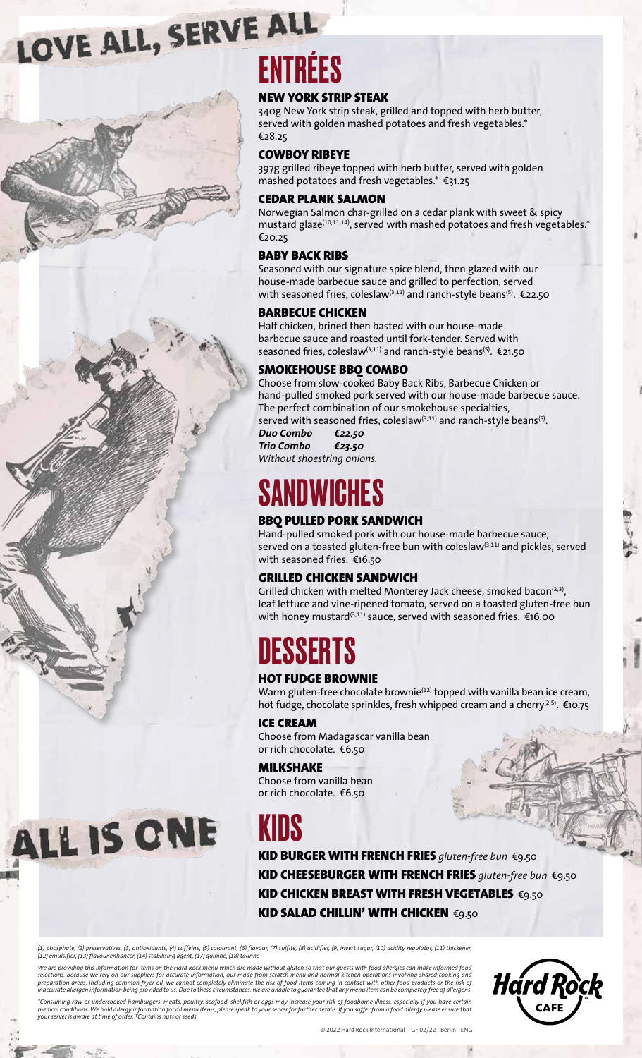LOVE ALL, SERVE ALL

# ENTRÉES

### NEW YORK STRIP STEAK

340g New York strip steak, grilled and topped with herb butter, served with golden mashed potatoes and fresh vegetables.* €28.25

### COWBOY RIBEYE

397g grilled ribeye topped with herb butter, served with golden mashed potatoes and fresh vegetables.* €31.25

### CEDAR PLANK SALMON

Norwegian Salmon char-grilled on a cedar plank with sweet & spicy mustard glaze(10,11,14), served with mashed potatoes and fresh vegetables.* €20.25

### BABY BACK RIBS

Seasoned with our signature spice blend, then glazed with our house-made barbecue sauce and grilled to perfection, served with seasoned fries, coleslaw(3,11) and ranch-style beans(5). €22.50

### BARBECUE CHICKEN

Half chicken, brined then basted with our house-made barbecue sauce and roasted until fork-tender. Served with seasoned fries, coleslaw(3,11) and ranch-style beans(5). €21.50

### SMOKEHOUSE BBQ COMBO

Choose from slow-cooked Baby Back Ribs, Barbecue Chicken or hand-pulled smoked pork served with our house-made barbecue sauce. The perfect combination of our smokehouse specialties, served with seasoned fries, coleslaw(3,11) and ranch-style beans(5).

***Duo Combo*** ***€22.50***
***Trio Combo*** ***€23.50***
*Without shoestring onions.*

# SANDWICHES

### BBQ PULLED PORK SANDWICH

Hand-pulled smoked pork with our house-made barbecue sauce, served on a toasted gluten-free bun with coleslaw(3,11) and pickles, served with seasoned fries. €16.50

### GRILLED CHICKEN SANDWICH

Grilled chicken with melted Monterey Jack cheese, smoked bacon(2,3), leaf lettuce and vine-ripened tomato, served on a toasted gluten-free bun with honey mustard(3,11) sauce, served with seasoned fries. €16.00

# DESSERTS

### HOT FUDGE BROWNIE

Warm gluten-free chocolate brownie(12) topped with vanilla bean ice cream, hot fudge, chocolate sprinkles, fresh whipped cream and a cherry(2,5). €10.75

### ICE CREAM

Choose from Madagascar vanilla bean or rich chocolate. €6.50

### MILKSHAKE

Choose from vanilla bean or rich chocolate. €6.50

ALL IS ONE

# KIDS

**KID BURGER WITH FRENCH FRIES** *gluten-free bun* €9.50
**KID CHEESEBURGER WITH FRENCH FRIES** *gluten-free bun* €9.50
**KID CHICKEN BREAST WITH FRESH VEGETABLES** €9.50
**KID SALAD CHILLIN' WITH CHICKEN** €9.50

*(1) phosphate, (2) preservatives, (3) antioxidants, (4) caffeine, (5) colourant, (6) flavour, (7) sulfite, (8) acidifier, (9) invert sugar, (10) acidity regulator, (11) thickener, (12) emulsifier, (13) flavour enhancer, (14) stabilising agent, (17) quinine, (18) taurine*

*We are providing this information for items on the Hard Rock menu which are made without gluten so that our guests with food allergies can make informed food selections. Because we rely on our suppliers for accurate information, our made from scratch menu and normal kitchen operations involving shared cooking and preparation areas, including common fryer oil, we cannot completely eliminate the risk of food items coming in contact with other food products or the risk of inaccurate allergen information being provided to us. Due to these circumstances, we are unable to guarantee that any menu item can be completely free of allergens.*

*\*Consuming raw or undercooked hamburgers, meats, poultry, seafood, shellfish or eggs may increase your risk of foodborne illness, especially if you have certain medical conditions. We hold allergy information for all menu items, please speak to your server for further details. If you suffer from a food allergy please ensure that your server is aware at time of order. †Contains nuts or seeds.*

Hard Rock CAFE

© 2022 Hard Rock International – GF 02/22 - Berlin - ENG